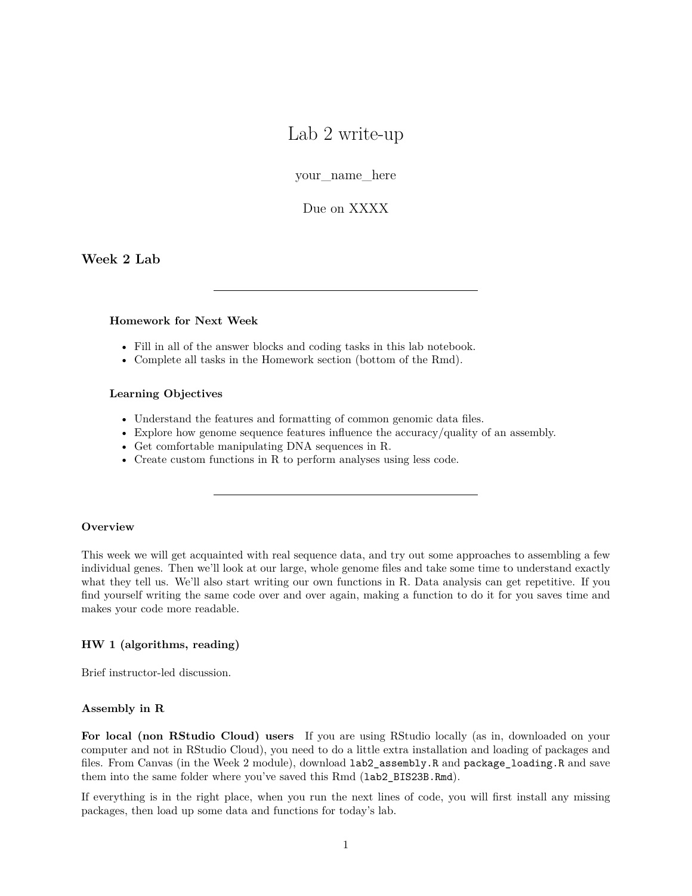# Lab 2 write-up

your_name_here

Due on XXXX

## Week 2 Lab

---

#### Homework for Next Week

- Fill in all of the answer blocks and coding tasks in this lab notebook.
- Complete all tasks in the Homework section (bottom of the Rmd).

#### Learning Objectives

- Understand the features and formatting of common genomic data files.
- Explore how genome sequence features influence the accuracy/quality of an assembly.
- Get comfortable manipulating DNA sequences in R.
- Create custom functions in R to perform analyses using less code.

---

### Overview

This week we will get acquainted with real sequence data, and try out some approaches to assembling a few individual genes. Then we'll look at our large, whole genome files and take some time to understand exactly what they tell us. We'll also start writing our own functions in R. Data analysis can get repetitive. If you find yourself writing the same code over and over again, making a function to do it for you saves time and makes your code more readable.

### HW 1 (algorithms, reading)

Brief instructor-led discussion.

### Assembly in R

**For local (non RStudio Cloud) users** If you are using RStudio locally (as in, downloaded on your computer and not in RStudio Cloud), you need to do a little extra installation and loading of packages and files. From Canvas (in the Week 2 module), download `lab2_assembly.R` and `package_loading.R` and save them into the same folder where you've saved this Rmd (`lab2_BIS23B.Rmd`).

If everything is in the right place, when you run the next lines of code, you will first install any missing packages, then load up some data and functions for today's lab.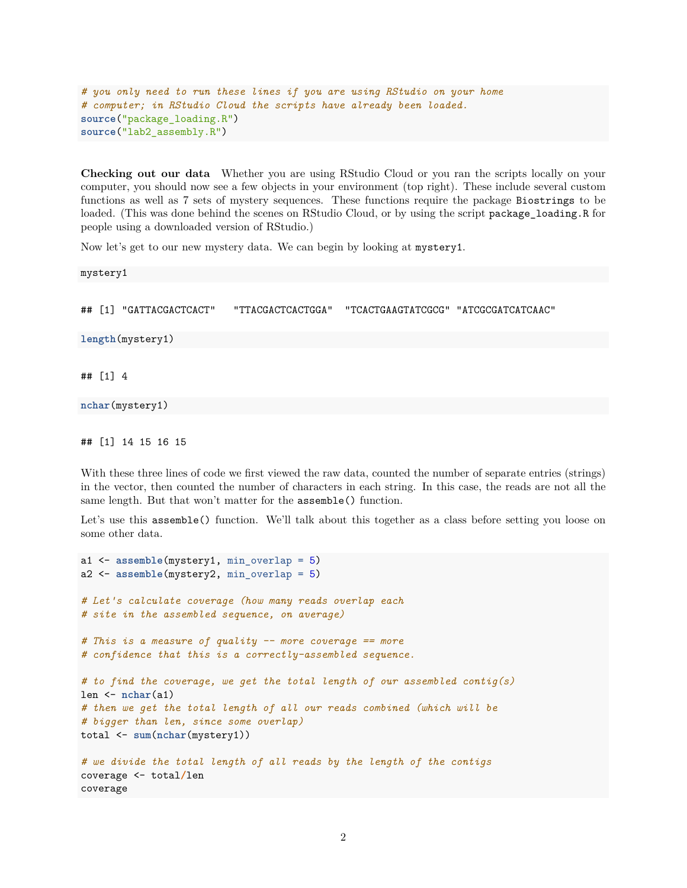```r
# you only need to run these lines if you are using RStudio on your home
# computer; in RStudio Cloud the scripts have already been loaded.
source("package_loading.R")
source("lab2_assembly.R")
```

**Checking out our data** Whether you are using RStudio Cloud or you ran the scripts locally on your computer, you should now see a few objects in your environment (top right). These include several custom functions as well as 7 sets of mystery sequences. These functions require the package `Biostrings` to be loaded. (This was done behind the scenes on RStudio Cloud, or by using the script `package_loading.R` for people using a downloaded version of RStudio.)

Now let's get to our new mystery data. We can begin by looking at `mystery1`.

```r
mystery1
```

```
## [1] "GATTACGACTCACT"   "TTACGACTCACTGGA"  "TCACTGAAGTATCGCG" "ATCGCGATCATCAAC"
```

```r
length(mystery1)
```

```
## [1] 4
```

```r
nchar(mystery1)
```

```
## [1] 14 15 16 15
```

With these three lines of code we first viewed the raw data, counted the number of separate entries (strings) in the vector, then counted the number of characters in each string. In this case, the reads are not all the same length. But that won't matter for the `assemble()` function.

Let's use this `assemble()` function. We'll talk about this together as a class before setting you loose on some other data.

```r
a1 <- assemble(mystery1, min_overlap = 5)
a2 <- assemble(mystery2, min_overlap = 5)

# Let's calculate coverage (how many reads overlap each
# site in the assembled sequence, on average)

# This is a measure of quality -- more coverage == more
# confidence that this is a correctly-assembled sequence.

# to find the coverage, we get the total length of our assembled contig(s)
len <- nchar(a1)
# then we get the total length of all our reads combined (which will be
# bigger than len, since some overlap)
total <- sum(nchar(mystery1))

# we divide the total length of all reads by the length of the contigs
coverage <- total/len
coverage
```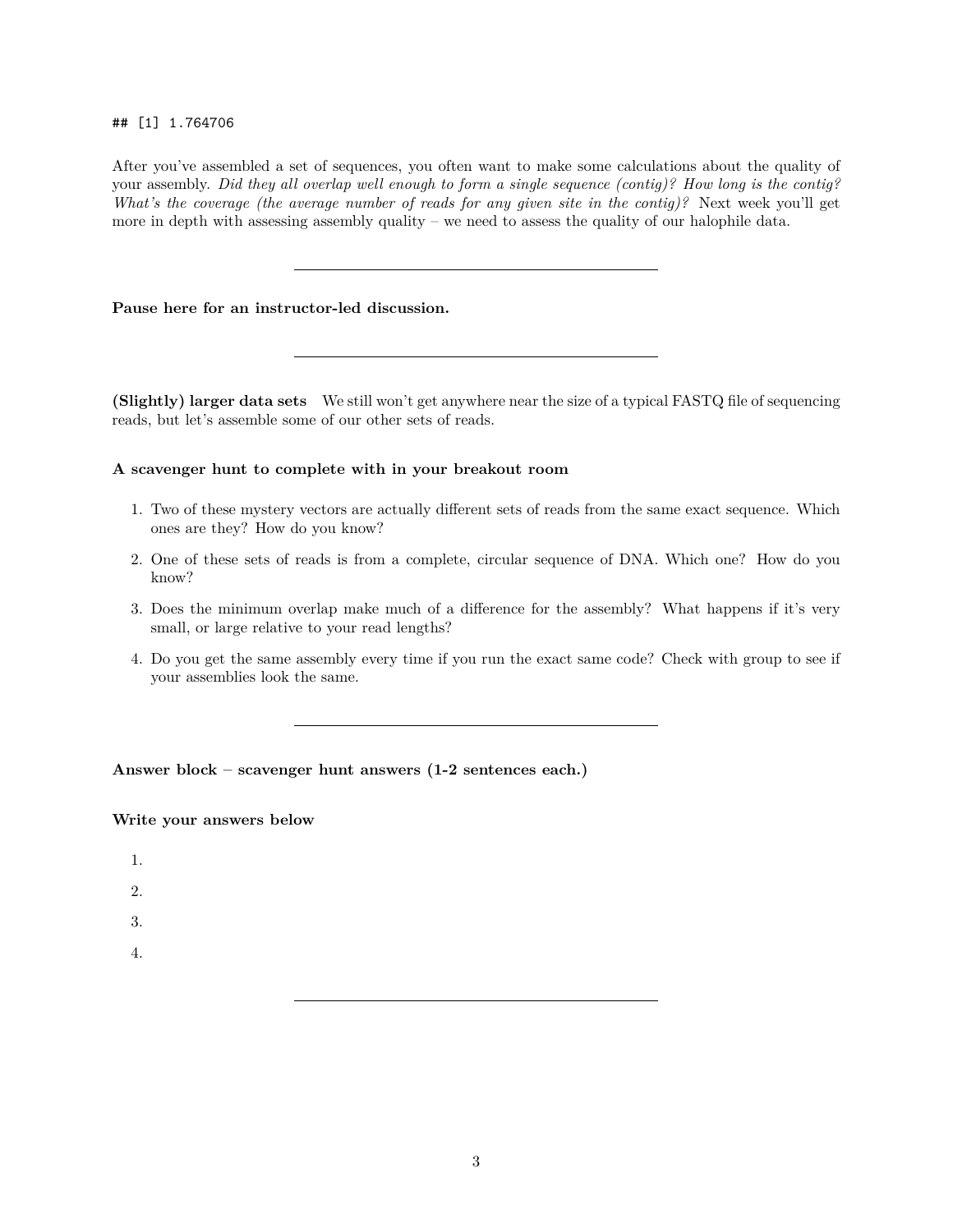```
## [1] 1.764706
```

After you've assembled a set of sequences, you often want to make some calculations about the quality of your assembly. *Did they all overlap well enough to form a single sequence (contig)? How long is the contig? What's the coverage (the average number of reads for any given site in the contig)?* Next week you'll get more in depth with assessing assembly quality – we need to assess the quality of our halophile data.

---

**Pause here for an instructor-led discussion.**

---

**(Slightly) larger data sets** We still won't get anywhere near the size of a typical FASTQ file of sequencing reads, but let's assemble some of our other sets of reads.

**A scavenger hunt to complete with in your breakout room**

1. Two of these mystery vectors are actually different sets of reads from the same exact sequence. Which ones are they? How do you know?
2. One of these sets of reads is from a complete, circular sequence of DNA. Which one? How do you know?
3. Does the minimum overlap make much of a difference for the assembly? What happens if it's very small, or large relative to your read lengths?
4. Do you get the same assembly every time if you run the exact same code? Check with group to see if your assemblies look the same.

---

**Answer block – scavenger hunt answers (1-2 sentences each.)**

**Write your answers below**

1.
2.
3.
4.

---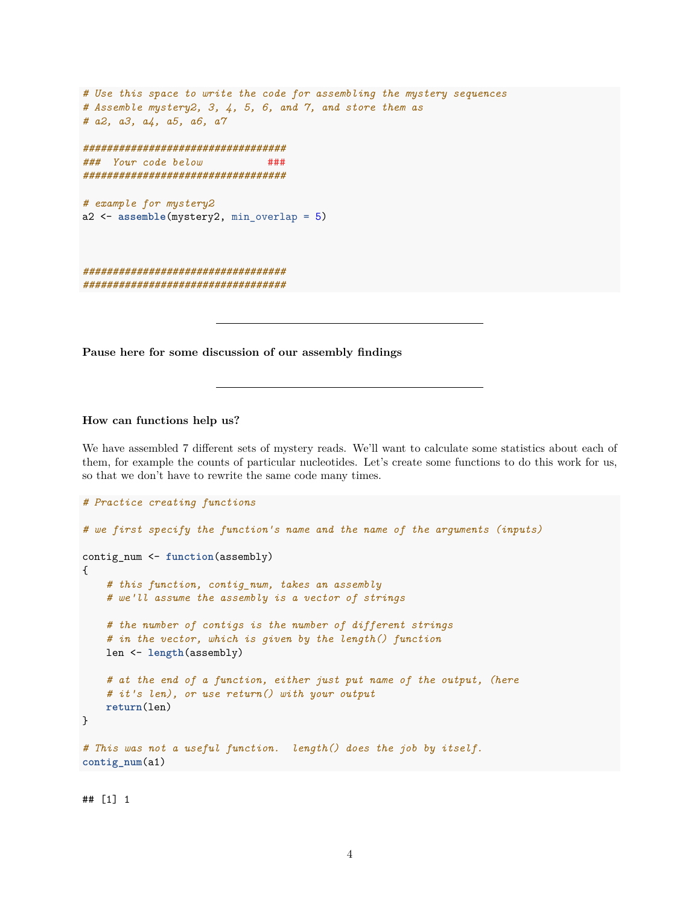```
# Use this space to write the code for assembling the mystery sequences
# Assemble mystery2, 3, 4, 5, 6, and 7, and store them as
# a2, a3, a4, a5, a6, a7

##################################
###  Your code below           ###
##################################

# example for mystery2
a2 <- assemble(mystery2, min_overlap = 5)



##################################
##################################
```

---

**Pause here for some discussion of our assembly findings**

---

**How can functions help us?**

We have assembled 7 different sets of mystery reads. We'll want to calculate some statistics about each of them, for example the counts of particular nucleotides. Let's create some functions to do this work for us, so that we don't have to rewrite the same code many times.

```
# Practice creating functions

# we first specify the function's name and the name of the arguments (inputs)

contig_num <- function(assembly)
{
    # this function, contig_num, takes an assembly
    # we'll assume the assembly is a vector of strings

    # the number of contigs is the number of different strings
    # in the vector, which is given by the length() function
    len <- length(assembly)

    # at the end of a function, either just put name of the output, (here
    # it's len), or use return() with your output
    return(len)
}

# This was not a useful function.  length() does the job by itself.
contig_num(a1)
```

```
## [1] 1
```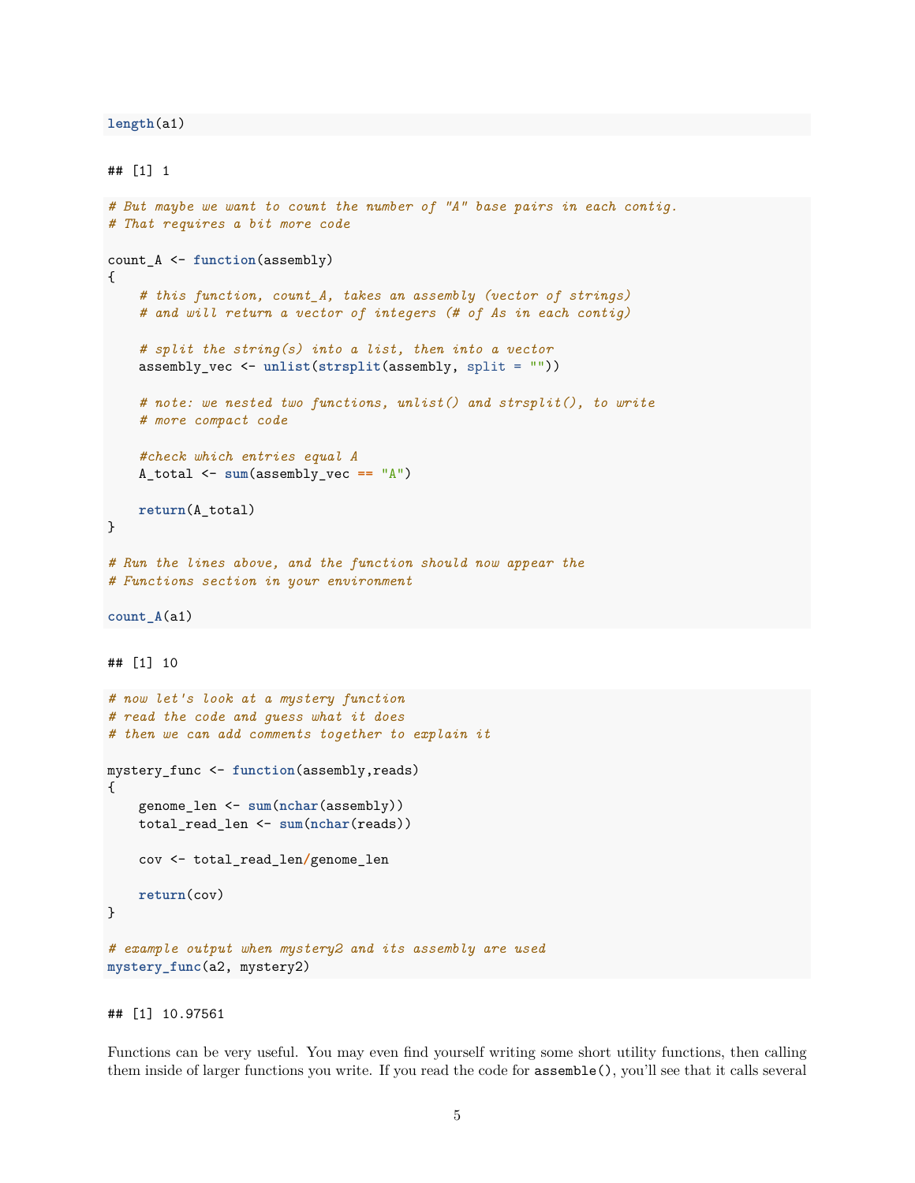```r
length(a1)
```

```
## [1] 1
```

```r
# But maybe we want to count the number of "A" base pairs in each contig.
# That requires a bit more code

count_A <- function(assembly)
{
    # this function, count_A, takes an assembly (vector of strings)
    # and will return a vector of integers (# of As in each contig)

    # split the string(s) into a list, then into a vector
    assembly_vec <- unlist(strsplit(assembly, split = ""))

    # note: we nested two functions, unlist() and strsplit(), to write
    # more compact code

    #check which entries equal A
    A_total <- sum(assembly_vec == "A")

    return(A_total)
}

# Run the lines above, and the function should now appear the
# Functions section in your environment

count_A(a1)
```

```
## [1] 10
```

```r
# now let's look at a mystery function
# read the code and guess what it does
# then we can add comments together to explain it

mystery_func <- function(assembly,reads)
{
    genome_len <- sum(nchar(assembly))
    total_read_len <- sum(nchar(reads))

    cov <- total_read_len/genome_len

    return(cov)
}

# example output when mystery2 and its assembly are used
mystery_func(a2, mystery2)
```

```
## [1] 10.97561
```

Functions can be very useful. You may even find yourself writing some short utility functions, then calling them inside of larger functions you write. If you read the code for `assemble()`, you'll see that it calls several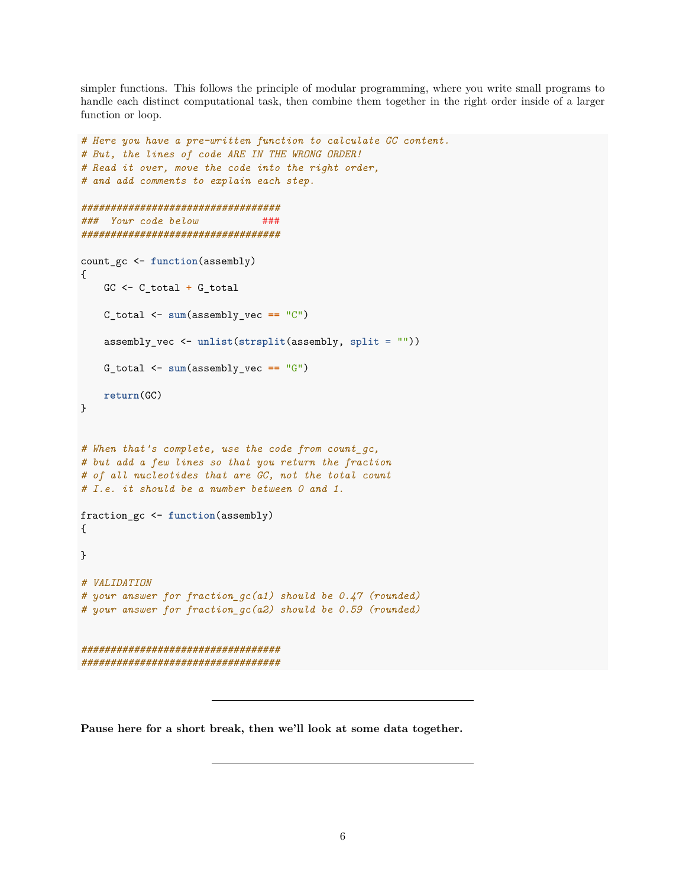simpler functions. This follows the principle of modular programming, where you write small programs to handle each distinct computational task, then combine them together in the right order inside of a larger function or loop.

```
# Here you have a pre-written function to calculate GC content.
# But, the lines of code ARE IN THE WRONG ORDER!
# Read it over, move the code into the right order,
# and add comments to explain each step.

###################################
###  Your code below            ###
###################################

count_gc <- function(assembly)
{
    GC <- C_total + G_total

    C_total <- sum(assembly_vec == "C")

    assembly_vec <- unlist(strsplit(assembly, split = ""))

    G_total <- sum(assembly_vec == "G")

    return(GC)
}


# When that's complete, use the code from count_gc,
# but add a few lines so that you return the fraction
# of all nucleotides that are GC, not the total count
# I.e. it should be a number between 0 and 1.

fraction_gc <- function(assembly)
{

}

# VALIDATION
# your answer for fraction_gc(a1) should be 0.47 (rounded)
# your answer for fraction_gc(a2) should be 0.59 (rounded)


###################################
###################################
```

---

**Pause here for a short break, then we'll look at some data together.**

---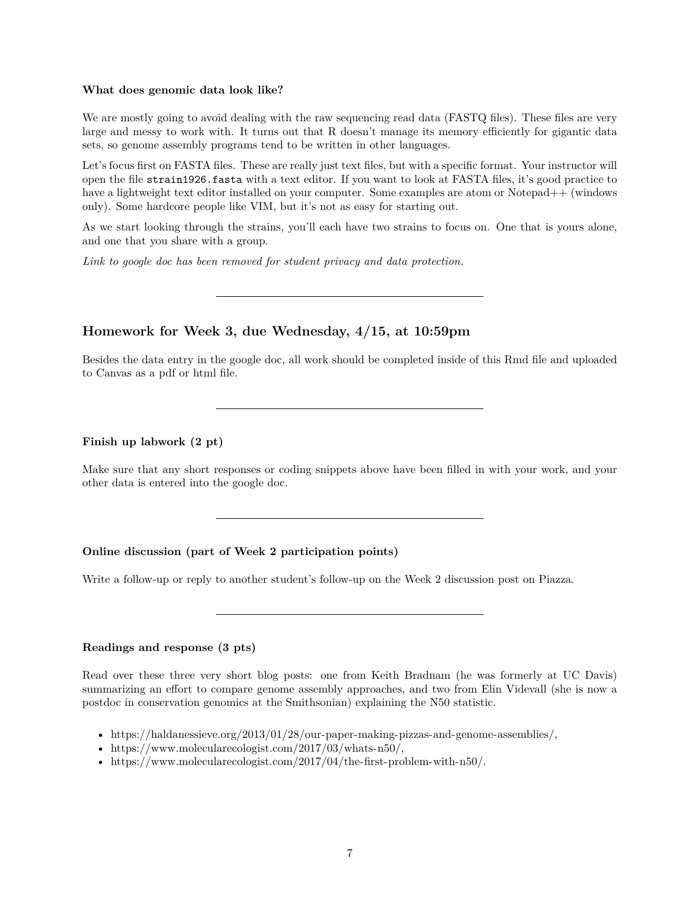#### What does genomic data look like?

We are mostly going to avoid dealing with the raw sequencing read data (FASTQ files). These files are very large and messy to work with. It turns out that R doesn't manage its memory efficiently for gigantic data sets, so genome assembly programs tend to be written in other languages.

Let's focus first on FASTA files. These are really just text files, but with a specific format. Your instructor will open the file `strain1926.fasta` with a text editor. If you want to look at FASTA files, it's good practice to have a lightweight text editor installed on your computer. Some examples are atom or Notepad++ (windows only). Some hardcore people like VIM, but it's not as easy for starting out.

As we start looking through the strains, you'll each have two strains to focus on. One that is yours alone, and one that you share with a group.

*Link to google doc has been removed for student privacy and data protection.*

---

## Homework for Week 3, due Wednesday, 4/15, at 10:59pm

Besides the data entry in the google doc, all work should be completed inside of this Rmd file and uploaded to Canvas as a pdf or html file.

---

#### Finish up labwork (2 pt)

Make sure that any short responses or coding snippets above have been filled in with your work, and your other data is entered into the google doc.

---

#### Online discussion (part of Week 2 participation points)

Write a follow-up or reply to another student's follow-up on the Week 2 discussion post on Piazza.

---

#### Readings and response (3 pts)

Read over these three very short blog posts: one from Keith Bradnam (he was formerly at UC Davis) summarizing an effort to compare genome assembly approaches, and two from Elin Videvall (she is now a postdoc in conservation genomics at the Smithsonian) explaining the N50 statistic.

- https://haldanessieve.org/2013/01/28/our-paper-making-pizzas-and-genome-assemblies/,
- https://www.molecularecologist.com/2017/03/whats-n50/,
- https://www.molecularecologist.com/2017/04/the-first-problem-with-n50/.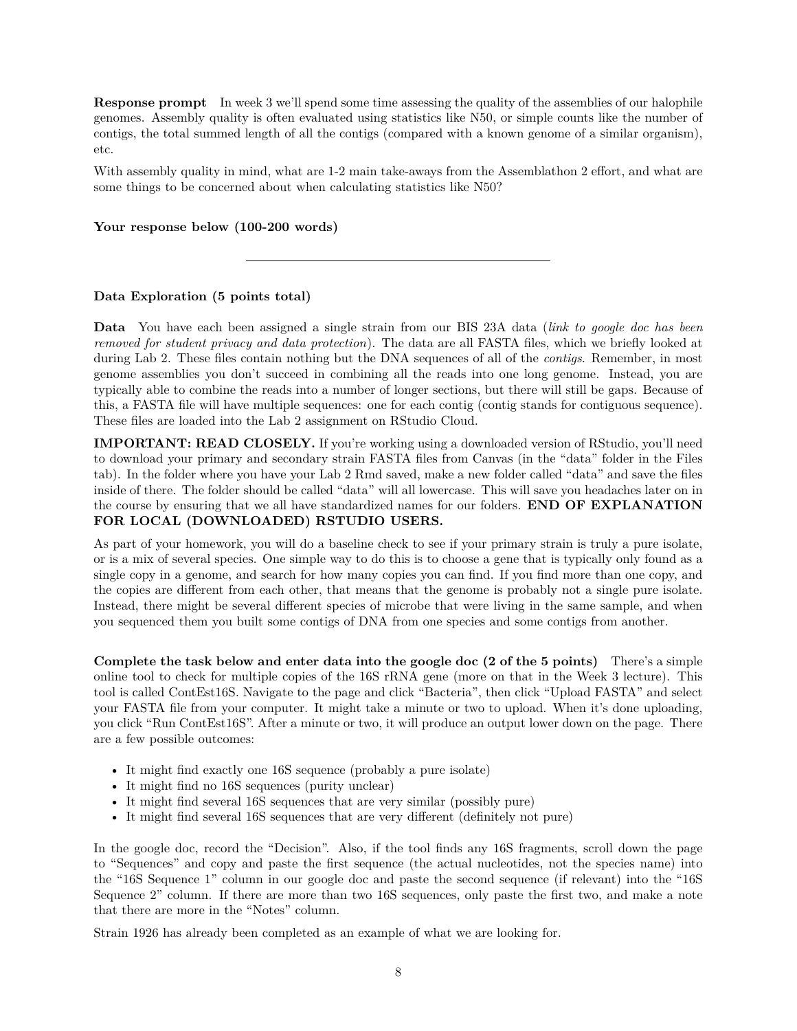**Response prompt** In week 3 we'll spend some time assessing the quality of the assemblies of our halophile genomes. Assembly quality is often evaluated using statistics like N50, or simple counts like the number of contigs, the total summed length of all the contigs (compared with a known genome of a similar organism), etc.

With assembly quality in mind, what are 1-2 main take-aways from the Assemblathon 2 effort, and what are some things to be concerned about when calculating statistics like N50?

**Your response below (100-200 words)**

---

**Data Exploration (5 points total)**

**Data** You have each been assigned a single strain from our BIS 23A data (*link to google doc has been removed for student privacy and data protection*). The data are all FASTA files, which we briefly looked at during Lab 2. These files contain nothing but the DNA sequences of all of the *contigs*. Remember, in most genome assemblies you don't succeed in combining all the reads into one long genome. Instead, you are typically able to combine the reads into a number of longer sections, but there will still be gaps. Because of this, a FASTA file will have multiple sequences: one for each contig (contig stands for contiguous sequence). These files are loaded into the Lab 2 assignment on RStudio Cloud.

**IMPORTANT: READ CLOSELY.** If you're working using a downloaded version of RStudio, you'll need to download your primary and secondary strain FASTA files from Canvas (in the "data" folder in the Files tab). In the folder where you have your Lab 2 Rmd saved, make a new folder called "data" and save the files inside of there. The folder should be called "data" will all lowercase. This will save you headaches later on in the course by ensuring that we all have standardized names for our folders. **END OF EXPLANATION FOR LOCAL (DOWNLOADED) RSTUDIO USERS.**

As part of your homework, you will do a baseline check to see if your primary strain is truly a pure isolate, or is a mix of several species. One simple way to do this is to choose a gene that is typically only found as a single copy in a genome, and search for how many copies you can find. If you find more than one copy, and the copies are different from each other, that means that the genome is probably not a single pure isolate. Instead, there might be several different species of microbe that were living in the same sample, and when you sequenced them you built some contigs of DNA from one species and some contigs from another.

**Complete the task below and enter data into the google doc (2 of the 5 points)** There's a simple online tool to check for multiple copies of the 16S rRNA gene (more on that in the Week 3 lecture). This tool is called ContEst16S. Navigate to the page and click "Bacteria", then click "Upload FASTA" and select your FASTA file from your computer. It might take a minute or two to upload. When it's done uploading, you click "Run ContEst16S". After a minute or two, it will produce an output lower down on the page. There are a few possible outcomes:

- It might find exactly one 16S sequence (probably a pure isolate)
- It might find no 16S sequences (purity unclear)
- It might find several 16S sequences that are very similar (possibly pure)
- It might find several 16S sequences that are very different (definitely not pure)

In the google doc, record the "Decision". Also, if the tool finds any 16S fragments, scroll down the page to "Sequences" and copy and paste the first sequence (the actual nucleotides, not the species name) into the "16S Sequence 1" column in our google doc and paste the second sequence (if relevant) into the "16S Sequence 2" column. If there are more than two 16S sequences, only paste the first two, and make a note that there are more in the "Notes" column.

Strain 1926 has already been completed as an example of what we are looking for.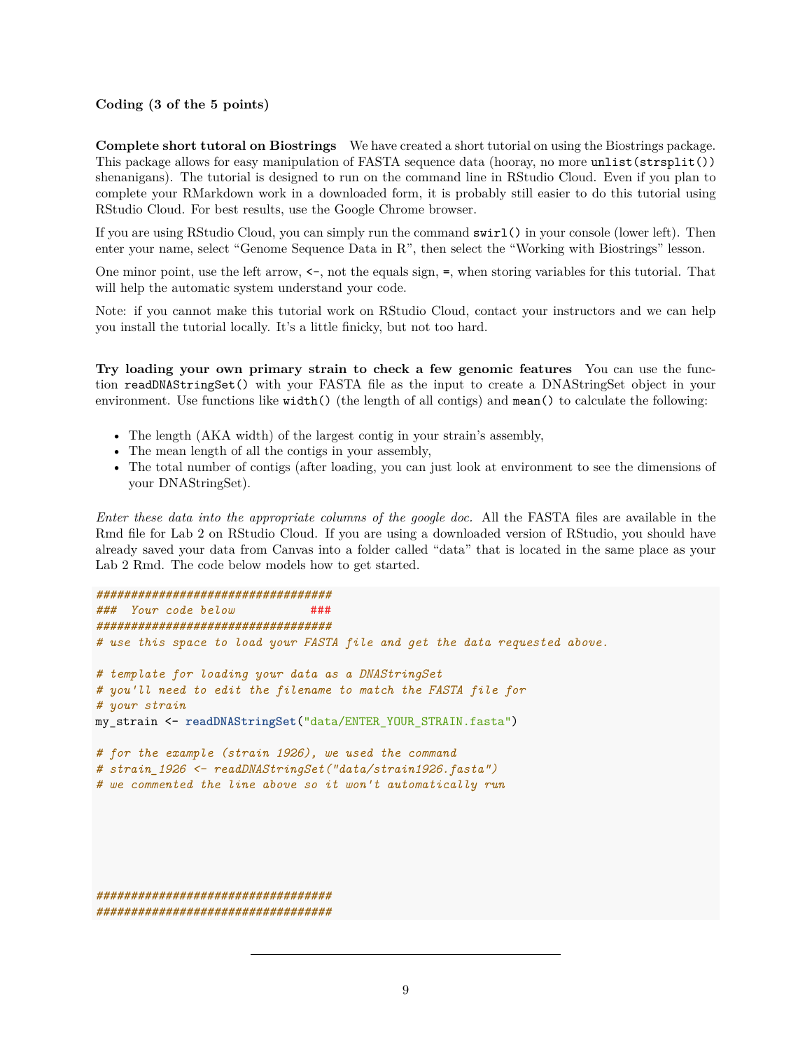**Coding (3 of the 5 points)**

**Complete short tutoral on Biostrings** We have created a short tutorial on using the Biostrings package. This package allows for easy manipulation of FASTA sequence data (hooray, no more `unlist(strsplit())` shenanigans). The tutorial is designed to run on the command line in RStudio Cloud. Even if you plan to complete your RMarkdown work in a downloaded form, it is probably still easier to do this tutorial using RStudio Cloud. For best results, use the Google Chrome browser.

If you are using RStudio Cloud, you can simply run the command `swirl()` in your console (lower left). Then enter your name, select "Genome Sequence Data in R", then select the "Working with Biostrings" lesson.

One minor point, use the left arrow, `<-`, not the equals sign, `=`, when storing variables for this tutorial. That will help the automatic system understand your code.

Note: if you cannot make this tutorial work on RStudio Cloud, contact your instructors and we can help you install the tutorial locally. It's a little finicky, but not too hard.

**Try loading your own primary strain to check a few genomic features** You can use the function `readDNAStringSet()` with your FASTA file as the input to create a DNAStringSet object in your environment. Use functions like `width()` (the length of all contigs) and `mean()` to calculate the following:

- The length (AKA width) of the largest contig in your strain's assembly,
- The mean length of all the contigs in your assembly,
- The total number of contigs (after loading, you can just look at environment to see the dimensions of your DNAStringSet).

*Enter these data into the appropriate columns of the google doc.* All the FASTA files are available in the Rmd file for Lab 2 on RStudio Cloud. If you are using a downloaded version of RStudio, you should have already saved your data from Canvas into a folder called "data" that is located in the same place as your Lab 2 Rmd. The code below models how to get started.

```
###################################
###  Your code below            ###
###################################
# use this space to load your FASTA file and get the data requested above.

# template for loading your data as a DNAStringSet
# you'll need to edit the filename to match the FASTA file for
# your strain
my_strain <- readDNAStringSet("data/ENTER_YOUR_STRAIN.fasta")

# for the example (strain 1926), we used the command
# strain_1926 <- readDNAStringSet("data/strain1926.fasta")
# we commented the line above so it won't automatically run






###################################
###################################
```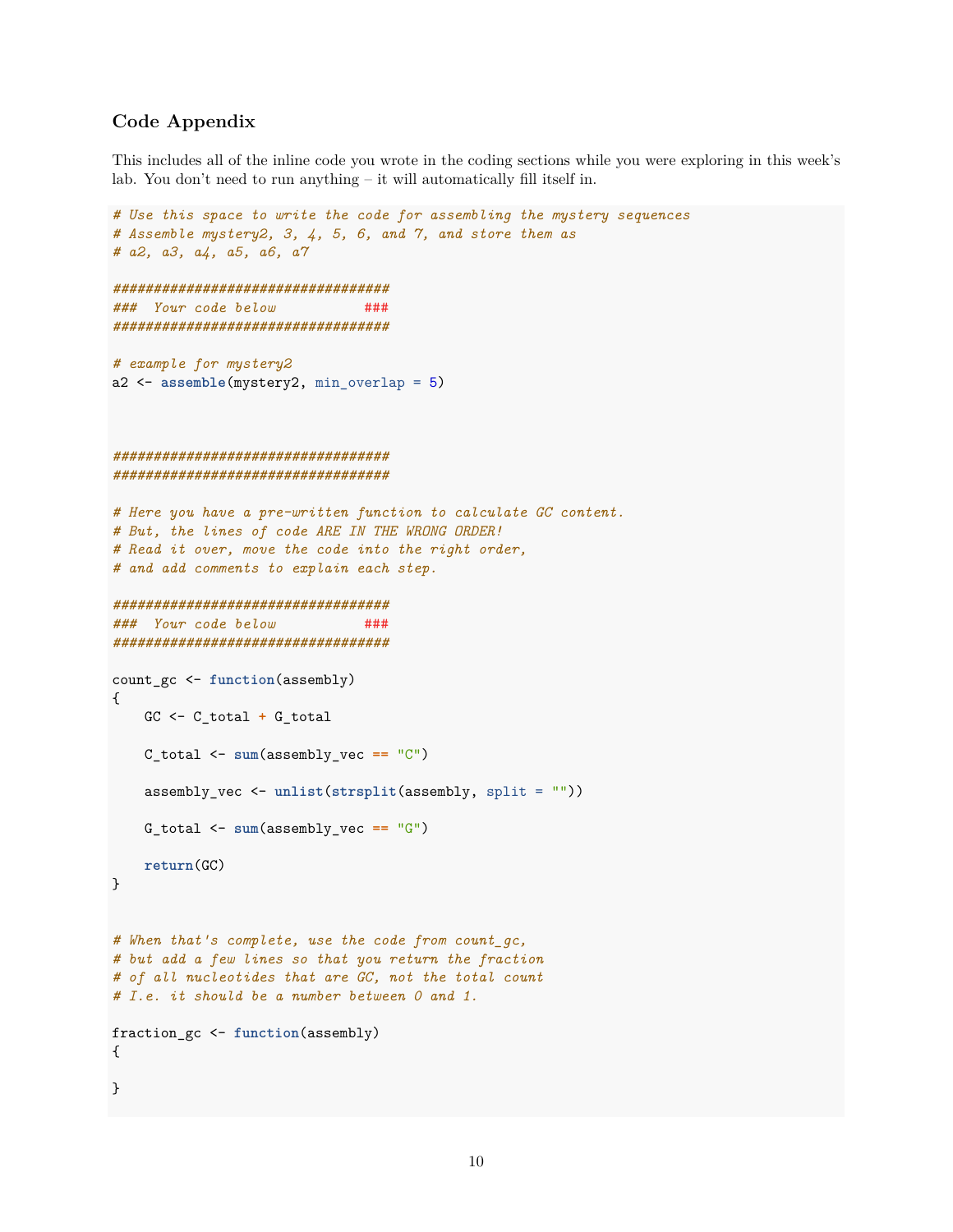## Code Appendix

This includes all of the inline code you wrote in the coding sections while you were exploring in this week's lab. You don't need to run anything – it will automatically fill itself in.

```
# Use this space to write the code for assembling the mystery sequences
# Assemble mystery2, 3, 4, 5, 6, and 7, and store them as
# a2, a3, a4, a5, a6, a7

##################################
###  Your code below           ###
##################################

# example for mystery2
a2 <- assemble(mystery2, min_overlap = 5)



##################################
##################################

# Here you have a pre-written function to calculate GC content.
# But, the lines of code ARE IN THE WRONG ORDER!
# Read it over, move the code into the right order,
# and add comments to explain each step.

##################################
###  Your code below           ###
##################################

count_gc <- function(assembly)
{
    GC <- C_total + G_total

    C_total <- sum(assembly_vec == "C")

    assembly_vec <- unlist(strsplit(assembly, split = ""))

    G_total <- sum(assembly_vec == "G")

    return(GC)
}


# When that's complete, use the code from count_gc,
# but add a few lines so that you return the fraction
# of all nucleotides that are GC, not the total count
# I.e. it should be a number between 0 and 1.

fraction_gc <- function(assembly)
{

}
```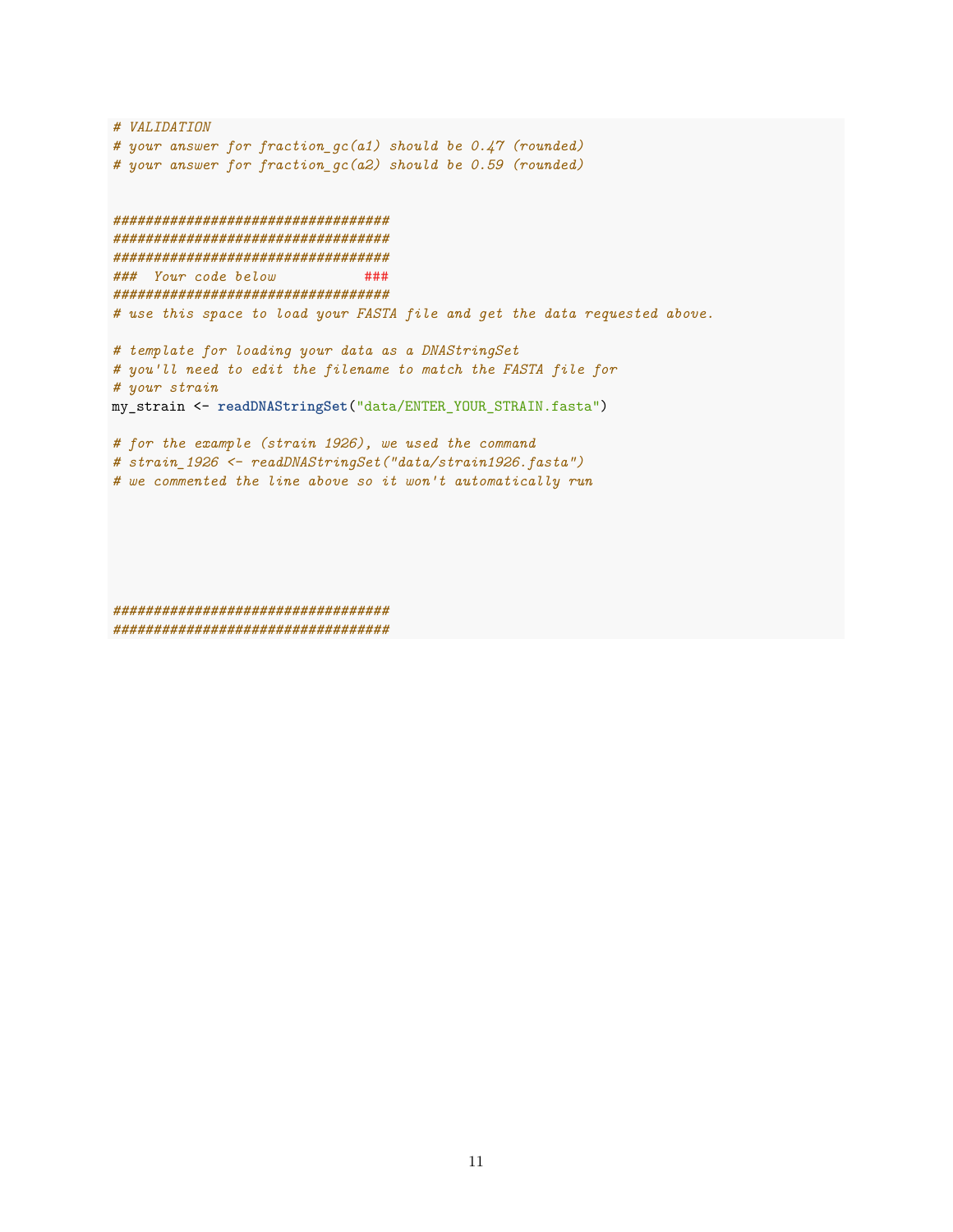```r
# VALIDATION
# your answer for fraction_gc(a1) should be 0.47 (rounded)
# your answer for fraction_gc(a2) should be 0.59 (rounded)


###################################
###################################
###################################
###  Your code below            ###
###################################
# use this space to load your FASTA file and get the data requested above.

# template for loading your data as a DNAStringSet
# you'll need to edit the filename to match the FASTA file for
# your strain
my_strain <- readDNAStringSet("data/ENTER_YOUR_STRAIN.fasta")

# for the example (strain 1926), we used the command
# strain_1926 <- readDNAStringSet("data/strain1926.fasta")
# we commented the line above so it won't automatically run





###################################
###################################
```